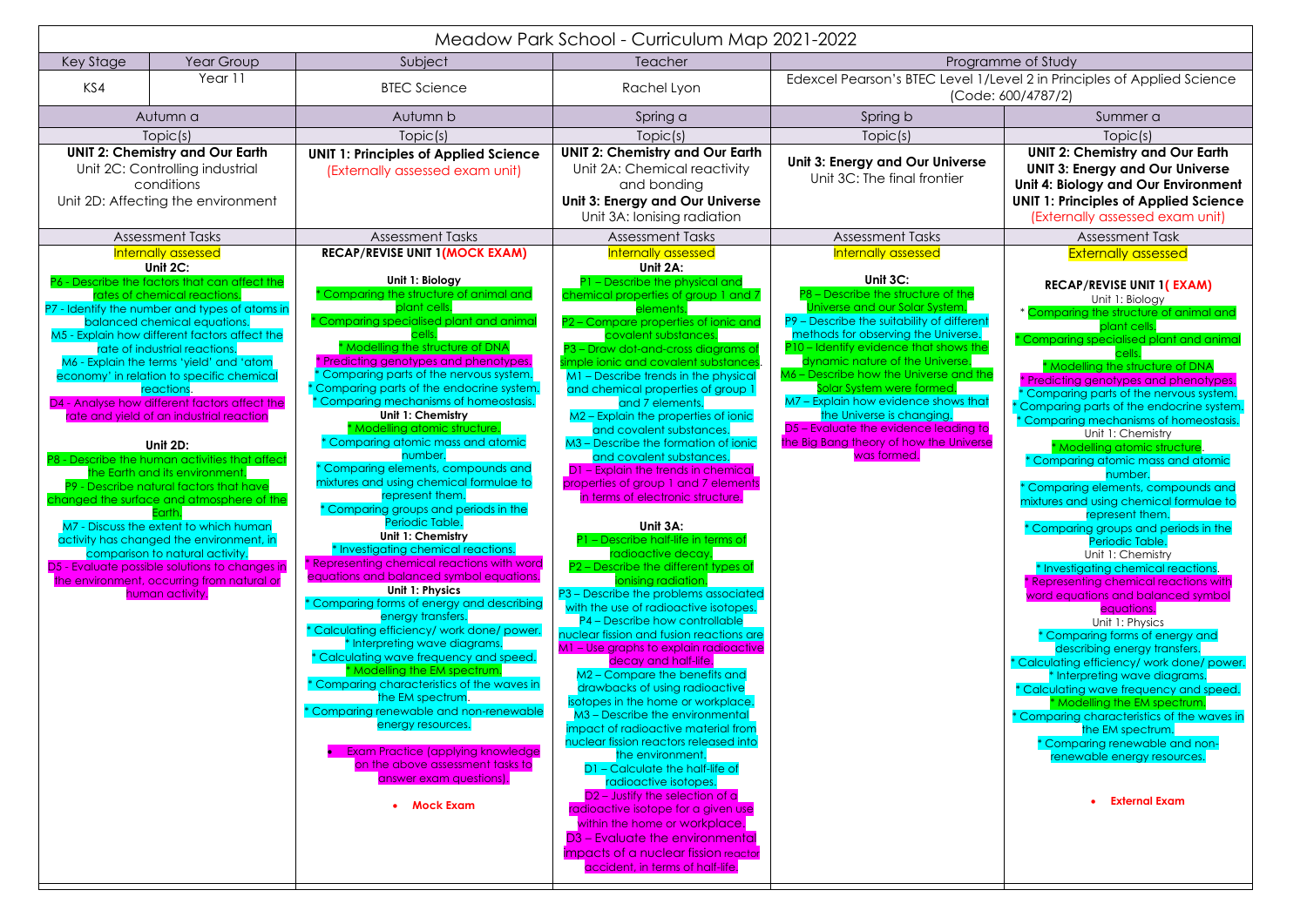# Meadow Park School - Curriculum Map 2021-2022

| Key Stage | Year Group | Subject | Teacher | Programme of Study |
|---|---|---|---|---|
| KS4 | Year 11 | BTEC Science | Rachel Lyon | Edexcel Pearson's BTEC Level 1/Level 2 in Principles of Applied Science (Code: 600/4787/2) |

| Autumn a | Autumn b | Spring a | Spring b | Summer a |
|---|---|---|---|---|
| **Topic(s)** | **Topic(s)** | **Topic(s)** | **Topic(s)** | **Topic(s)** |
| **UNIT 2: Chemistry and Our Earth**<br>Unit 2C: Controlling industrial conditions<br>Unit 2D: Affecting the environment | **UNIT 1: Principles of Applied Science**<br>(Externally assessed exam unit) | **UNIT 2: Chemistry and Our Earth**<br>Unit 2A: Chemical reactivity and bonding<br>**Unit 3: Energy and Our Universe**<br>Unit 3A: Ionising radiation | **Unit 3: Energy and Our Universe**<br>Unit 3C: The final frontier | **UNIT 2: Chemistry and Our Earth**<br>**UNIT 3: Energy and Our Universe**<br>**Unit 4: Biology and Our Environment**<br>**UNIT 1: Principles of Applied Science**<br>(Externally assessed exam unit) |
| **Assessment Tasks** | **Assessment Tasks** | **Assessment Tasks** | **Assessment Tasks** | **Assessment Task** |
| Internally assessed<br>**Unit 2C:**<br>P6 - Describe the factors that can affect the rates of chemical reactions.<br>P7 - Identify the number and types of atoms in balanced chemical equations.<br>M5 - Explain how different factors affect the rate of industrial reactions.<br>M6 - Explain the terms 'yield' and 'atom economy' in relation to specific chemical reactions.<br>D4 - Analyse how different factors affect the rate and yield of an industrial reaction<br><br>**Unit 2D:**<br>P8 - Describe the human activities that affect the Earth and its environment.<br>P9 - Describe natural factors that have changed the surface and atmosphere of the Earth.<br>M7 - Discuss the extent to which human activity has changed the environment, in comparison to natural activity.<br>D5 - Evaluate possible solutions to changes in the environment, occurring from natural or human activity. | **RECAP/REVISE UNIT 1(MOCK EXAM)**<br><br>**Unit 1: Biology**<br>* Comparing the structure of animal and plant cells.<br>* Comparing specialised plant and animal cells.<br>* Modelling the structure of DNA<br>* Predicting genotypes and phenotypes.<br>* Comparing parts of the nervous system.<br>* Comparing parts of the endocrine system.<br>* Comparing mechanisms of homeostasis.<br>**Unit 1: Chemistry**<br>* Modelling atomic structure.<br>* Comparing atomic mass and atomic number.<br>* Comparing elements, compounds and mixtures and using chemical formulae to represent them.<br>* Comparing groups and periods in the Periodic Table.<br>**Unit 1: Chemistry**<br>* Investigating chemical reactions.<br>* Representing chemical reactions with word equations and balanced symbol equations.<br>**Unit 1: Physics**<br>* Comparing forms of energy and describing energy transfers.<br>* Calculating efficiency/ work done/ power.<br>* Interpreting wave diagrams.<br>* Calculating wave frequency and speed.<br>* Modelling the EM spectrum.<br>* Comparing characteristics of the waves in the EM spectrum.<br>* Comparing renewable and non-renewable energy resources.<br><br>• Exam Practice (applying knowledge on the above assessment tasks to answer exam questions).<br><br>• **Mock Exam** | Internally assessed<br>**Unit 2A:**<br>P1 – Describe the physical and chemical properties of group 1 and 7 elements.<br>P2 – Compare properties of ionic and covalent substances.<br>P3 – Draw dot-and-cross diagrams of simple ionic and covalent substances.<br>M1 – Describe trends in the physical and chemical properties of group 1 and 7 elements.<br>M2 – Explain the properties of ionic and covalent substances.<br>M3 – Describe the formation of ionic and covalent substances.<br>D1 – Explain the trends in chemical properties of group 1 and 7 elements in terms of electronic structure.<br><br>**Unit 3A:**<br>P1 – Describe half-life in terms of radioactive decay.<br>P2 – Describe the different types of ionising radiation.<br>P3 – Describe the problems associated with the use of radioactive isotopes.<br>P4 – Describe how controllable nuclear fission and fusion reactions are<br>M1 – Use graphs to explain radioactive decay and half-life.<br>M2 – Compare the benefits and drawbacks of using radioactive isotopes in the home or workplace.<br>M3 – Describe the environmental impact of radioactive material from nuclear fission reactors released into the environment.<br>D1 – Calculate the half-life of radioactive isotopes.<br>D2 – Justify the selection of a radioactive isotope for a given use within the home or workplace.<br>D3 – Evaluate the environmental impacts of a nuclear fission reactor accident, in terms of half-life. | Internally assessed<br><br>**Unit 3C:**<br>P8 – Describe the structure of the Universe and our Solar System.<br>P9 – Describe the suitability of different methods for observing the Universe.<br>P10 – Identify evidence that shows the dynamic nature of the Universe.<br>M6 – Describe how the Universe and the Solar System were formed.<br>M7 – Explain how evidence shows that the Universe is changing.<br>D5 – Evaluate the evidence leading to the Big Bang theory of how the Universe was formed. | Externally assessed<br><br>**RECAP/REVISE UNIT 1( EXAM)**<br>Unit 1: Biology<br>* Comparing the structure of animal and plant cells.<br>* Comparing specialised plant and animal cells.<br>* Modelling the structure of DNA<br>* Predicting genotypes and phenotypes.<br>* Comparing parts of the nervous system.<br>* Comparing parts of the endocrine system.<br>* Comparing mechanisms of homeostasis.<br>Unit 1: Chemistry<br>* Modelling atomic structure.<br>* Comparing atomic mass and atomic number.<br>* Comparing elements, compounds and mixtures and using chemical formulae to represent them.<br>* Comparing groups and periods in the Periodic Table.<br>Unit 1: Chemistry<br>* Investigating chemical reactions.<br>* Representing chemical reactions with word equations and balanced symbol equations.<br>Unit 1: Physics<br>* Comparing forms of energy and describing energy transfers.<br>* Calculating efficiency/ work done/ power.<br>* Interpreting wave diagrams.<br>* Calculating wave frequency and speed.<br>* Modelling the EM spectrum.<br>* Comparing characteristics of the waves in the EM spectrum.<br>* Comparing renewable and non-renewable energy resources.<br><br>• **External Exam** |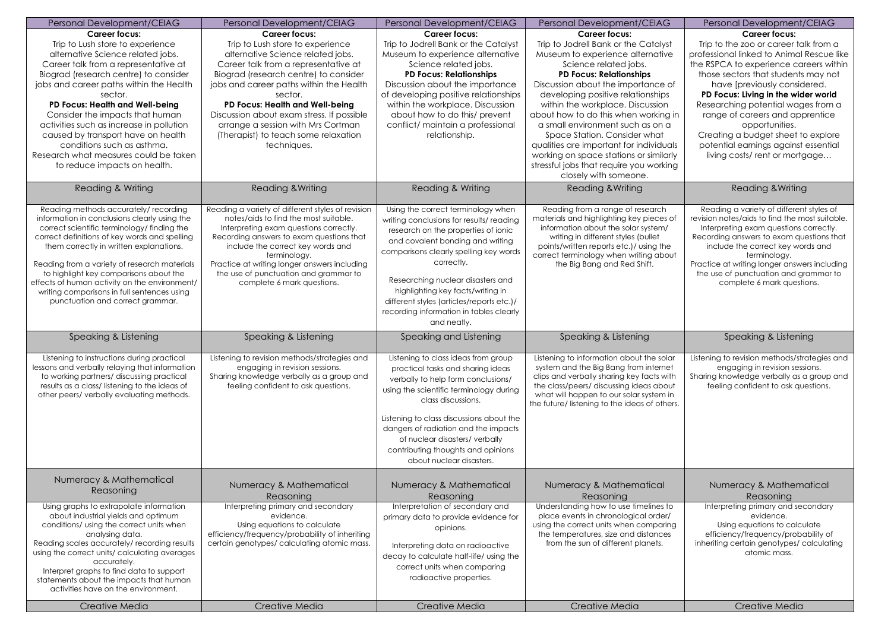| Personal Development/CEIAG | Personal Development/CEIAG | Personal Development/CEIAG | Personal Development/CEIAG | Personal Development/CEIAG |
|---|---|---|---|---|
| **Career focus:** Trip to Lush store to experience alternative Science related jobs. Career talk from a representative at Biograd (research centre) to consider jobs and career paths within the Health sector. **PD Focus: Health and Well-being** Consider the impacts that human activities such as increase in pollution caused by transport have on health conditions such as asthma. Research what measures could be taken to reduce impacts on health. | **Career focus:** Trip to Lush store to experience alternative Science related jobs. Career talk from a representative at Biograd (research centre) to consider jobs and career paths within the Health sector. **PD Focus: Health and Well-being** Discussion about exam stress. If possible arrange a session with Mrs Cortman (Therapist) to teach some relaxation techniques. | **Career focus:** Trip to Jodrell Bank or the Catalyst Museum to experience alternative Science related jobs. **PD Focus: Relationships** Discussion about the importance of developing positive relationships within the workplace. Discussion about how to do this/ prevent conflict/ maintain a professional relationship. | **Career focus:** Trip to Jodrell Bank or the Catalyst Museum to experience alternative Science related jobs. **PD Focus: Relationships** Discussion about the importance of developing positive relationships within the workplace. Discussion about how to do this when working in a small environment such as on a Space Station. Consider what qualities are important for individuals working on space stations or similarly stressful jobs that require you working closely with someone. | **Career focus:** Trip to the zoo or career talk from a professional linked to Animal Rescue like the RSPCA to experience careers within those sectors that students may not have [previously considered. **PD Focus: Living in the wider world** Researching potential wages from a range of careers and apprentice opportunities. Creating a budget sheet to explore potential earnings against essential living costs/ rent or mortgage… |
| Reading & Writing | Reading &Writing | Reading & Writing | Reading &Writing | Reading &Writing |
| Reading methods accurately/ recording information in conclusions clearly using the correct scientific terminology/ finding the correct definitions of key words and spelling them correctly in written explanations. Reading from a variety of research materials to highlight key comparisons about the effects of human activity on the environment/ writing comparisons in full sentences using punctuation and correct grammar. | Reading a variety of different styles of revision notes/aids to find the most suitable. Interpreting exam questions correctly. Recording answers to exam questions that include the correct key words and terminology. Practice at writing longer answers including the use of punctuation and grammar to complete 6 mark questions. | Using the correct terminology when writing conclusions for results/ reading research on the properties of ionic and covalent bonding and writing comparisons clearly spelling key words correctly. Researching nuclear disasters and highlighting key facts/writing in different styles (articles/reports etc.)/ recording information in tables clearly and neatly. | Reading from a range of research materials and highlighting key pieces of information about the solar system/ writing in different styles (bullet points/written reports etc.)/ using the correct terminology when writing about the Big Bang and Red Shift. | Reading a variety of different styles of revision notes/aids to find the most suitable. Interpreting exam questions correctly. Recording answers to exam questions that include the correct key words and terminology. Practice at writing longer answers including the use of punctuation and grammar to complete 6 mark questions. |
| Speaking & Listening | Speaking & Listening | Speaking and Listening | Speaking & Listening | Speaking & Listening |
| Listening to instructions during practical lessons and verbally relaying that information to working partners/ discussing practical results as a class/ listening to the ideas of other peers/ verbally evaluating methods. | Listening to revision methods/strategies and engaging in revision sessions. Sharing knowledge verbally as a group and feeling confident to ask questions. | Listening to class ideas from group practical tasks and sharing ideas verbally to help form conclusions/ using the scientific terminology during class discussions. Listening to class discussions about the dangers of radiation and the impacts of nuclear disasters/ verbally contributing thoughts and opinions about nuclear disasters. | Listening to information about the solar system and the Big Bang from internet clips and verbally sharing key facts with the class/peers/ discussing ideas about what will happen to our solar system in the future/ listening to the ideas of others. | Listening to revision methods/strategies and engaging in revision sessions. Sharing knowledge verbally as a group and feeling confident to ask questions. |
| Numeracy & Mathematical Reasoning | Numeracy & Mathematical Reasoning | Numeracy & Mathematical Reasoning | Numeracy & Mathematical Reasoning | Numeracy & Mathematical Reasoning |
| Using graphs to extrapolate information about industrial yields and optimum conditions/ using the correct units when analysing data. Reading scales accurately/ recording results using the correct units/ calculating averages accurately. Interpret graphs to find data to support statements about the impacts that human activities have on the environment. | Interpreting primary and secondary evidence. Using equations to calculate efficiency/frequency/probability of inheriting certain genotypes/ calculating atomic mass. | Interpretation of secondary and primary data to provide evidence for opinions. Interpreting data on radioactive decay to calculate half-life/ using the correct units when comparing radioactive properties. | Understanding how to use timelines to place events in chronological order/ using the correct units when comparing the temperatures, size and distances from the sun of different planets. | Interpreting primary and secondary evidence. Using equations to calculate efficiency/frequency/probability of inheriting certain genotypes/ calculating atomic mass. |
| Creative Media | Creative Media | Creative Media | Creative Media | Creative Media |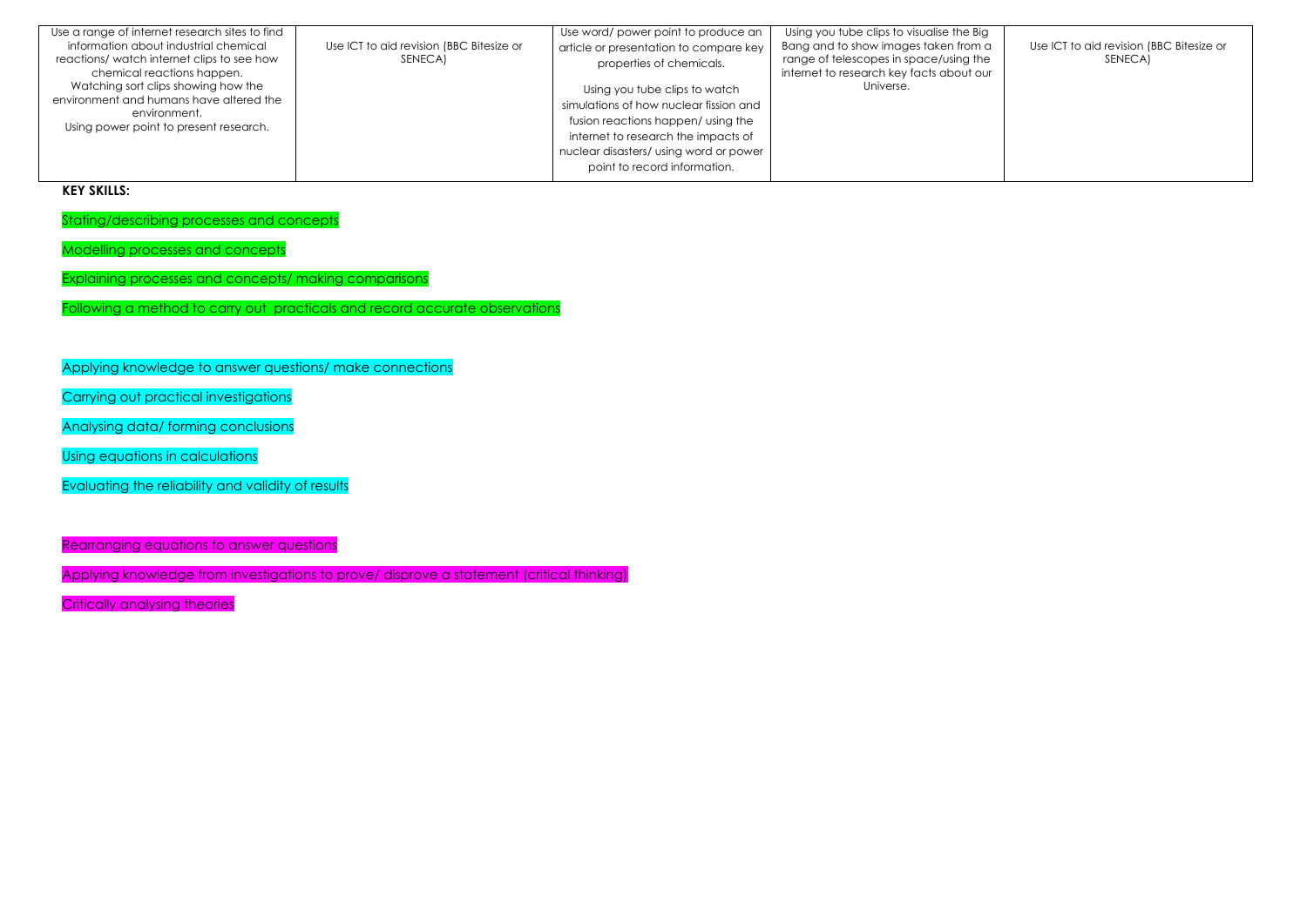| | | | | |
|---|---|---|---|---|
| Use a range of internet research sites to find information about industrial chemical reactions/ watch internet clips to see how chemical reactions happen.<br>Watching sort clips showing how the environment and humans have altered the environment.<br>Using power point to present research. | Use ICT to aid revision (BBC Bitesize or SENECA) | Use word/ power point to produce an article or presentation to compare key properties of chemicals.<br>Using you tube clips to watch simulations of how nuclear fission and fusion reactions happen/ using the internet to research the impacts of nuclear disasters/ using word or power point to record information. | Using you tube clips to visualise the Big Bang and to show images taken from a range of telescopes in space/using the internet to research key facts about our Universe. | Use ICT to aid revision (BBC Bitesize or SENECA) |

**KEY SKILLS:**

Stating/describing processes and concepts

Modelling processes and concepts

Explaining processes and concepts/ making comparisons

Following a method to carry out practicals and record accurate observations

Applying knowledge to answer questions/ make connections

Carrying out practical investigations

Analysing data/ forming conclusions

Using equations in calculations

Evaluating the reliability and validity of results

Rearranging equations to answer questions

Applying knowledge from investigations to prove/ disprove a statement (critical thinking)

Critically analysing theories